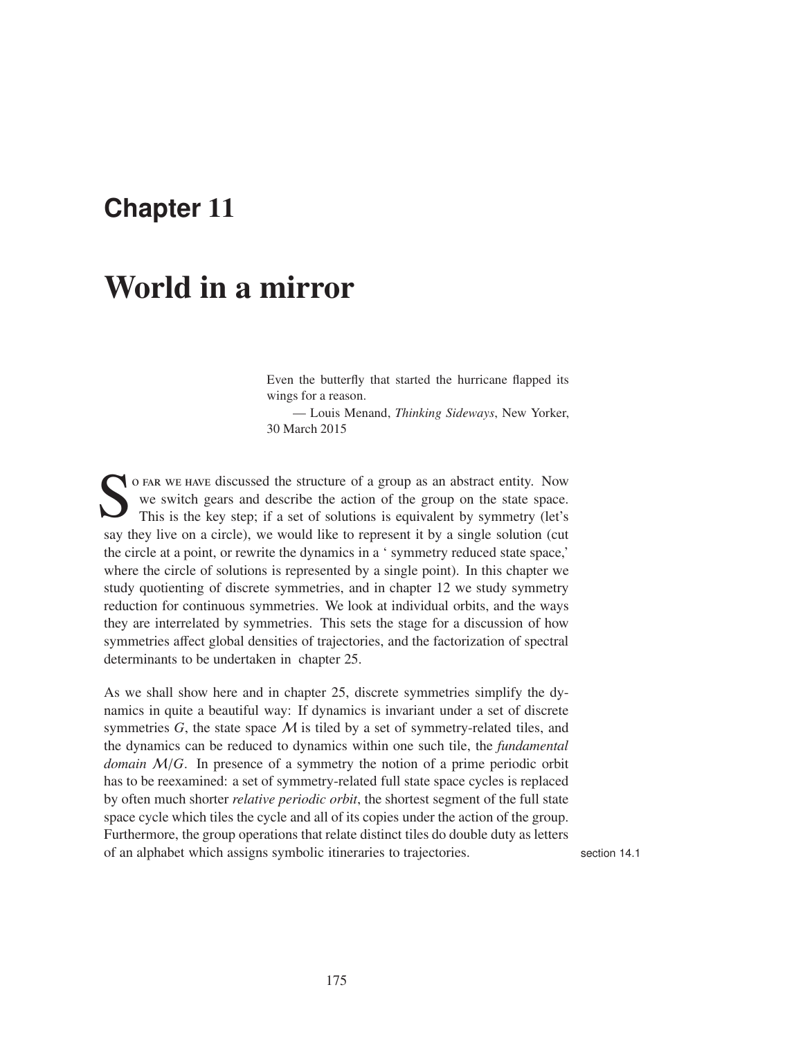# Chapter 11

# World in a mirror

> Even the butterfly that started the hurricane flapped its wings for a reason.
>
> — Louis Menand, *Thinking Sideways*, New Yorker, 30 March 2015

So far we have discussed the structure of a group as an abstract entity. Now we switch gears and describe the action of the group on the state space. This is the key step; if a set of solutions is equivalent by symmetry (let's say they live on a circle), we would like to represent it by a single solution (cut the circle at a point, or rewrite the dynamics in a ' symmetry reduced state space,' where the circle of solutions is represented by a single point). In this chapter we study quotienting of discrete symmetries, and in chapter 12 we study symmetry reduction for continuous symmetries. We look at individual orbits, and the ways they are interrelated by symmetries. This sets the stage for a discussion of how symmetries affect global densities of trajectories, and the factorization of spectral determinants to be undertaken in chapter 25.

As we shall show here and in chapter 25, discrete symmetries simplify the dynamics in quite a beautiful way: If dynamics is invariant under a set of discrete symmetries $G$, the state space $\mathcal{M}$ is tiled by a set of symmetry-related tiles, and the dynamics can be reduced to dynamics within one such tile, the *fundamental domain* $\mathcal{M}/G$. In presence of a symmetry the notion of a prime periodic orbit has to be reexamined: a set of symmetry-related full state space cycles is replaced by often much shorter *relative periodic orbit*, the shortest segment of the full state space cycle which tiles the cycle and all of its copies under the action of the group. Furthermore, the group operations that relate distinct tiles do double duty as letters of an alphabet which assigns symbolic itineraries to trajectories.

section 14.1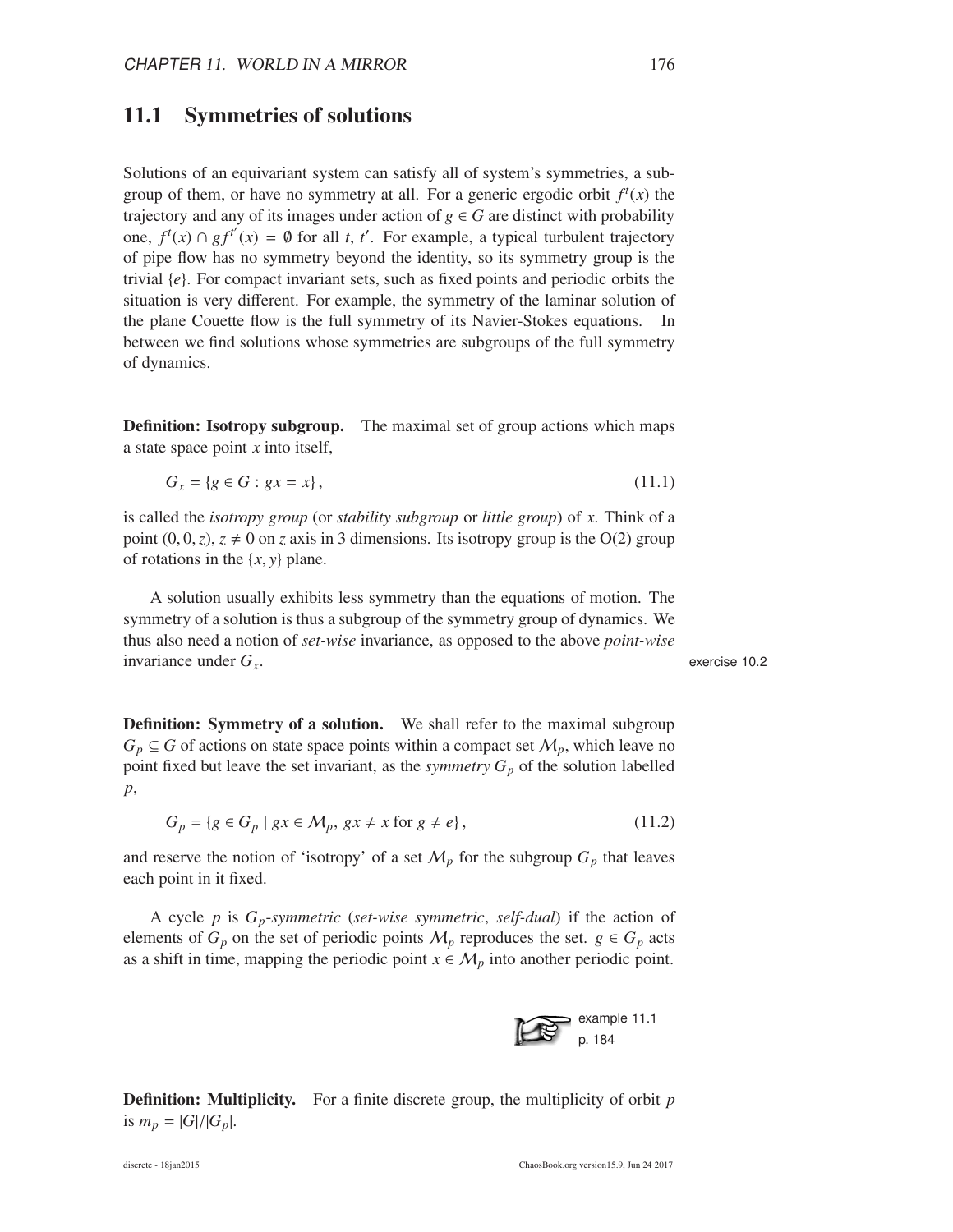## 11.1 Symmetries of solutions

Solutions of an equivariant system can satisfy all of system's symmetries, a subgroup of them, or have no symmetry at all. For a generic ergodic orbit $f^t(x)$ the trajectory and any of its images under action of $g \in G$ are distinct with probability one, $f^t(x) \cap g f^{t'}(x) = \emptyset$ for all $t$, $t'$. For example, a typical turbulent trajectory of pipe flow has no symmetry beyond the identity, so its symmetry group is the trivial $\{e\}$. For compact invariant sets, such as fixed points and periodic orbits the situation is very different. For example, the symmetry of the laminar solution of the plane Couette flow is the full symmetry of its Navier-Stokes equations. In between we find solutions whose symmetries are subgroups of the full symmetry of dynamics.

**Definition: Isotropy subgroup.** The maximal set of group actions which maps a state space point $x$ into itself,

$$G_x = \{g \in G : gx = x\}, \tag{11.1}$$

is called the *isotropy group* (or *stability subgroup* or *little group*) of $x$. Think of a point $(0, 0, z)$, $z \neq 0$ on $z$ axis in 3 dimensions. Its isotropy group is the O(2) group of rotations in the $\{x, y\}$ plane.

A solution usually exhibits less symmetry than the equations of motion. The symmetry of a solution is thus a subgroup of the symmetry group of dynamics. We thus also need a notion of *set-wise* invariance, as opposed to the above *point-wise* invariance under $G_x$.

exercise 10.2

**Definition: Symmetry of a solution.** We shall refer to the maximal subgroup $G_p \subseteq G$ of actions on state space points within a compact set $\mathcal{M}_p$, which leave no point fixed but leave the set invariant, as the *symmetry* $G_p$ of the solution labelled $p$,

$$G_p = \{g \in G_p \mid gx \in \mathcal{M}_p,\ gx \neq x \text{ for } g \neq e\}, \tag{11.2}$$

and reserve the notion of 'isotropy' of a set $\mathcal{M}_p$ for the subgroup $G_p$ that leaves each point in it fixed.

A cycle $p$ is $G_p$*-symmetric* (*set-wise symmetric*, *self-dual*) if the action of elements of $G_p$ on the set of periodic points $\mathcal{M}_p$ reproduces the set. $g \in G_p$ acts as a shift in time, mapping the periodic point $x \in \mathcal{M}_p$ into another periodic point.

example 11.1
p. 184

**Definition: Multiplicity.** For a finite discrete group, the multiplicity of orbit $p$ is $m_p = |G|/|G_p|$.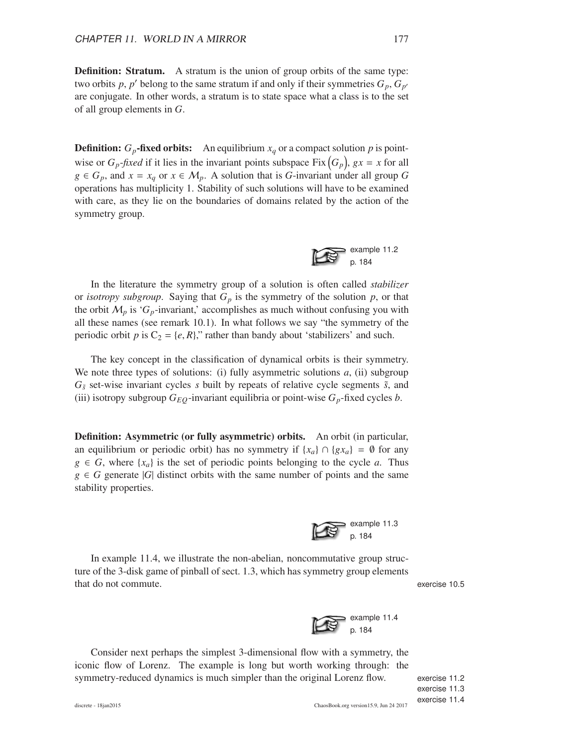**Definition: Stratum.** A stratum is the union of group orbits of the same type: two orbits $p$, $p'$ belong to the same stratum if and only if their symmetries $G_p$, $G_{p'}$ are conjugate. In other words, a stratum is to state space what a class is to the set of all group elements in $G$.

**Definition: $G_p$-fixed orbits:** An equilibrium $x_q$ or a compact solution $p$ is point-wise or *$G_p$-fixed* if it lies in the invariant points subspace $\mathrm{Fix}\left(G_p\right)$, $gx = x$ for all $g \in G_p$, and $x = x_q$ or $x \in \mathcal{M}_p$. A solution that is $G$-invariant under all group $G$ operations has multiplicity 1. Stability of such solutions will have to be examined with care, as they lie on the boundaries of domains related by the action of the symmetry group.

example 11.2
p. 184

In the literature the symmetry group of a solution is often called *stabilizer* or *isotropy subgroup*. Saying that $G_p$ is the symmetry of the solution $p$, or that the orbit $\mathcal{M}_p$ is '$G_p$-invariant,' accomplishes as much without confusing you with all these names (see remark 10.1). In what follows we say "the symmetry of the periodic orbit $p$ is $C_2 = \{e, R\}$," rather than bandy about 'stabilizers' and such.

The key concept in the classification of dynamical orbits is their symmetry. We note three types of solutions: (i) fully asymmetric solutions $a$, (ii) subgroup $G_{\tilde{s}}$ set-wise invariant cycles $s$ built by repeats of relative cycle segments $\tilde{s}$, and (iii) isotropy subgroup $G_{EQ}$-invariant equilibria or point-wise $G_p$-fixed cycles $b$.

**Definition: Asymmetric (or fully asymmetric) orbits.** An orbit (in particular, an equilibrium or periodic orbit) has no symmetry if $\{x_a\} \cap \{gx_a\} = \emptyset$ for any $g \in G$, where $\{x_a\}$ is the set of periodic points belonging to the cycle $a$. Thus $g \in G$ generate $|G|$ distinct orbits with the same number of points and the same stability properties.

example 11.3
p. 184

In example 11.4, we illustrate the non-abelian, noncommutative group structure of the 3-disk game of pinball of sect. 1.3, which has symmetry group elements that do not commute.

exercise 10.5

example 11.4
p. 184

Consider next perhaps the simplest 3-dimensional flow with a symmetry, the iconic flow of Lorenz. The example is long but worth working through: the symmetry-reduced dynamics is much simpler than the original Lorenz flow.

exercise 11.2
exercise 11.3
exercise 11.4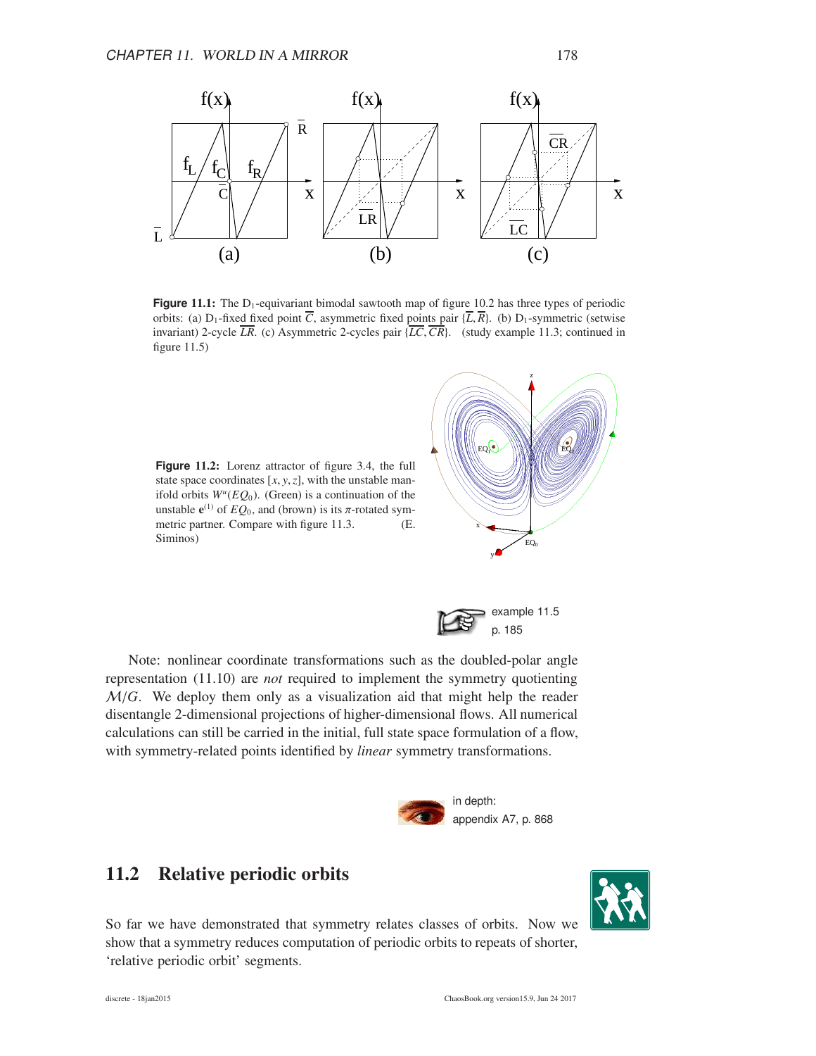**Figure 11.1:** The $D_1$-equivariant bimodal sawtooth map of figure 10.2 has three types of periodic orbits: (a) $D_1$-fixed fixed point $\overline{C}$, asymmetric fixed points pair $\{\overline{L}, \overline{R}\}$. (b) $D_1$-symmetric (setwise invariant) 2-cycle $\overline{LR}$. (c) Asymmetric 2-cycles pair $\{\overline{LC}, \overline{CR}\}$. (study example 11.3; continued in figure 11.5)

**Figure 11.2:** Lorenz attractor of figure 3.4, the full state space coordinates $[x, y, z]$, with the unstable manifold orbits $W^u(EQ_0)$. (Green) is a continuation of the unstable $\mathbf{e}^{(1)}$ of $EQ_0$, and (brown) is its $\pi$-rotated symmetric partner. Compare with figure 11.3. (E. Siminos)

example 11.5 p. 185

Note: nonlinear coordinate transformations such as the doubled-polar angle representation (11.10) are *not* required to implement the symmetry quotienting $\mathcal{M}/G$. We deploy them only as a visualization aid that might help the reader disentangle 2-dimensional projections of higher-dimensional flows. All numerical calculations can still be carried in the initial, full state space formulation of a flow, with symmetry-related points identified by *linear* symmetry transformations.

in depth: appendix A7, p. 868

## 11.2 Relative periodic orbits

So far we have demonstrated that symmetry relates classes of orbits. Now we show that a symmetry reduces computation of periodic orbits to repeats of shorter, 'relative periodic orbit' segments.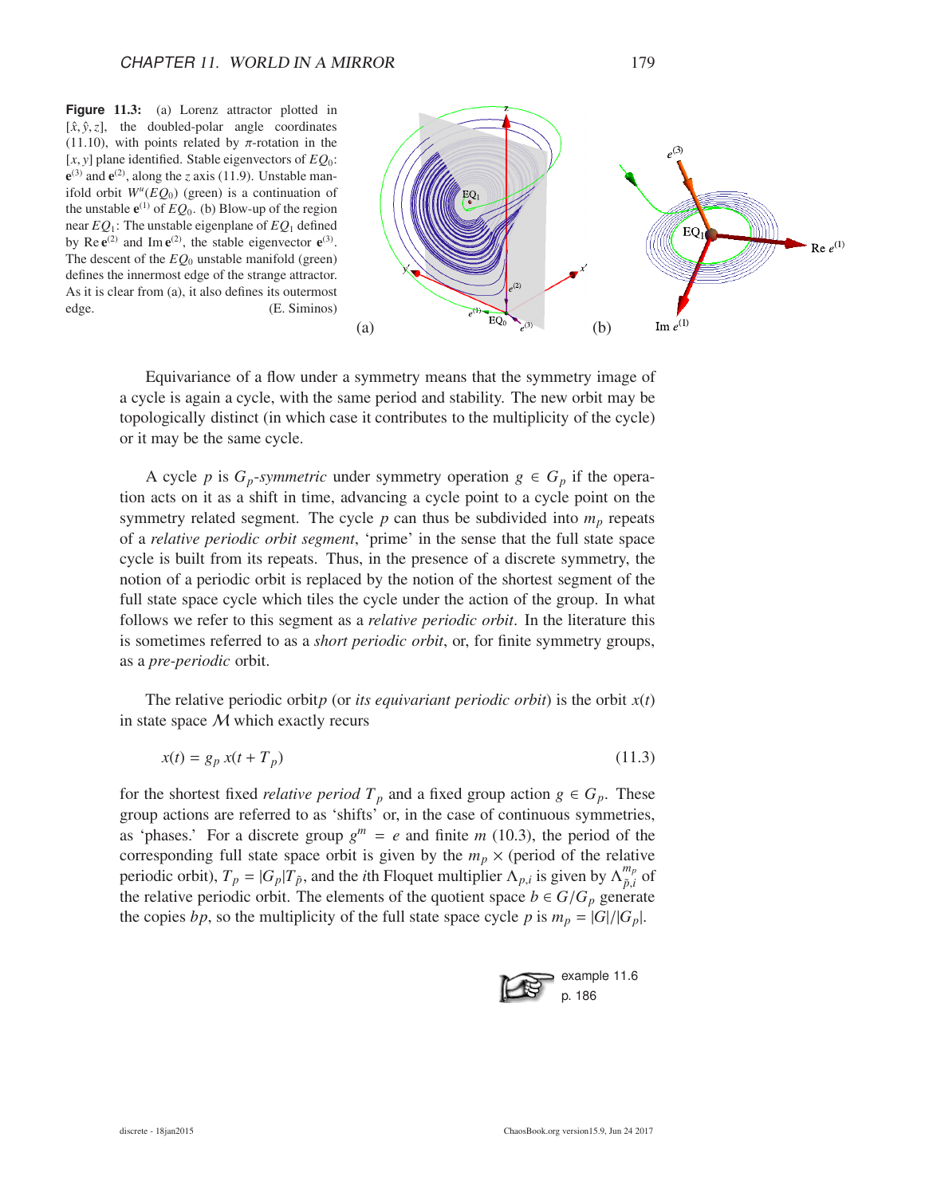**Figure 11.3:** (a) Lorenz attractor plotted in $[\hat{x}, \hat{y}, z]$, the doubled-polar angle coordinates (11.10), with points related by $\pi$-rotation in the $[x, y]$ plane identified. Stable eigenvectors of $EQ_0$: $\mathbf{e}^{(3)}$ and $\mathbf{e}^{(2)}$, along the $z$ axis (11.9). Unstable manifold orbit $W^u(EQ_0)$ (green) is a continuation of the unstable $\mathbf{e}^{(1)}$ of $EQ_0$. (b) Blow-up of the region near $EQ_1$: The unstable eigenplane of $EQ_1$ defined by $\mathrm{Re}\,\mathbf{e}^{(2)}$ and $\mathrm{Im}\,\mathbf{e}^{(2)}$, the stable eigenvector $\mathbf{e}^{(3)}$. The descent of the $EQ_0$ unstable manifold (green) defines the innermost edge of the strange attractor. As it is clear from (a), it also defines its outermost edge. (E. Siminos)

Equivariance of a flow under a symmetry means that the symmetry image of a cycle is again a cycle, with the same period and stability. The new orbit may be topologically distinct (in which case it contributes to the multiplicity of the cycle) or it may be the same cycle.

A cycle $p$ is $G_p$*-symmetric* under symmetry operation $g \in G_p$ if the operation acts on it as a shift in time, advancing a cycle point to a cycle point on the symmetry related segment. The cycle $p$ can thus be subdivided into $m_p$ repeats of a *relative periodic orbit segment*, 'prime' in the sense that the full state space cycle is built from its repeats. Thus, in the presence of a discrete symmetry, the notion of a periodic orbit is replaced by the notion of the shortest segment of the full state space cycle which tiles the cycle under the action of the group. In what follows we refer to this segment as a *relative periodic orbit*. In the literature this is sometimes referred to as a *short periodic orbit*, or, for finite symmetry groups, as a *pre-periodic* orbit.

The relative periodic orbit$p$ (or *its equivariant periodic orbit*) is the orbit $x(t)$ in state space $\mathcal{M}$ which exactly recurs

$$x(t) = g_p\, x(t + T_p) \tag{11.3}$$

for the shortest fixed *relative period* $T_p$ and a fixed group action $g \in G_p$. These group actions are referred to as 'shifts' or, in the case of continuous symmetries, as 'phases.' For a discrete group $g^m = e$ and finite $m$ (10.3), the period of the corresponding full state space orbit is given by the $m_p \times$ (period of the relative periodic orbit), $T_p = |G_p| T_{\tilde{p}}$, and the $i$th Floquet multiplier $\Lambda_{p,i}$ is given by $\Lambda_{\tilde{p},i}^{m_p}$ of the relative periodic orbit. The elements of the quotient space $b \in G/G_p$ generate the copies $bp$, so the multiplicity of the full state space cycle $p$ is $m_p = |G|/|G_p|$.

example 11.6
p. 186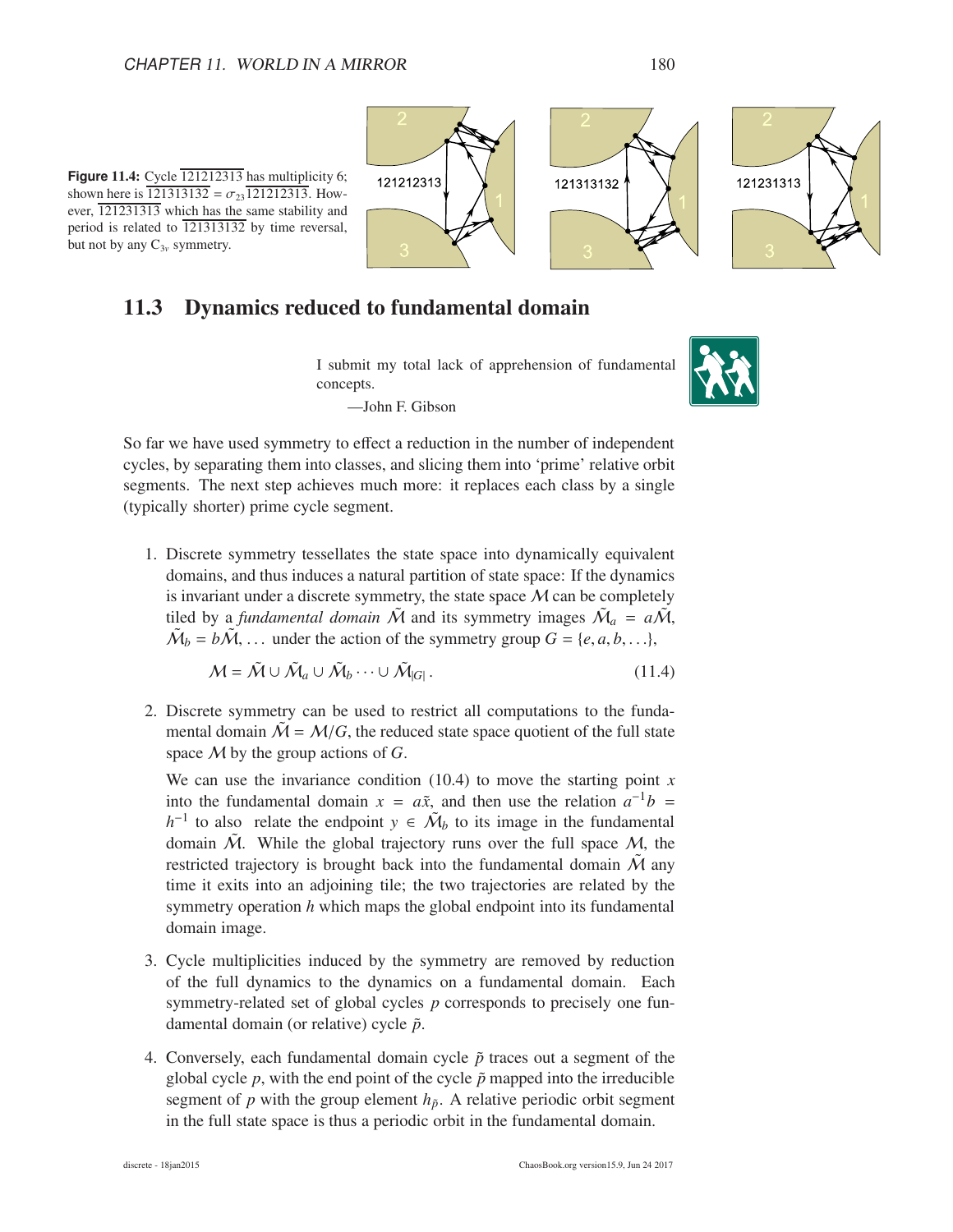**Figure 11.4:** Cycle $\overline{121212313}$ has multiplicity 6; shown here is $\overline{121313132} = \sigma_{23}\overline{121212313}$. However, $\overline{121231313}$ which has the same stability and period is related to $\overline{121313132}$ by time reversal, but not by any $C_{3v}$ symmetry.

## 11.3 Dynamics reduced to fundamental domain

> I submit my total lack of apprehension of fundamental concepts.
>
> —John F. Gibson

So far we have used symmetry to effect a reduction in the number of independent cycles, by separating them into classes, and slicing them into 'prime' relative orbit segments. The next step achieves much more: it replaces each class by a single (typically shorter) prime cycle segment.

1. Discrete symmetry tessellates the state space into dynamically equivalent domains, and thus induces a natural partition of state space: If the dynamics is invariant under a discrete symmetry, the state space $\mathcal{M}$ can be completely tiled by a *fundamental domain* $\tilde{\mathcal{M}}$ and its symmetry images $\tilde{\mathcal{M}}_a = a\tilde{\mathcal{M}}$, $\tilde{\mathcal{M}}_b = b\tilde{\mathcal{M}}, \ldots$ under the action of the symmetry group $G = \{e, a, b, \ldots\}$,

$$\mathcal{M} = \tilde{\mathcal{M}} \cup \tilde{\mathcal{M}}_a \cup \tilde{\mathcal{M}}_b \cdots \cup \tilde{\mathcal{M}}_{|G|} \,. \tag{11.4}$$

2. Discrete symmetry can be used to restrict all computations to the fundamental domain $\tilde{\mathcal{M}} = \mathcal{M}/G$, the reduced state space quotient of the full state space $\mathcal{M}$ by the group actions of $G$.

   We can use the invariance condition (10.4) to move the starting point $x$ into the fundamental domain $x = a\tilde{x}$, and then use the relation $a^{-1}b = h^{-1}$ to also relate the endpoint $y \in \tilde{\mathcal{M}}_b$ to its image in the fundamental domain $\tilde{\mathcal{M}}$. While the global trajectory runs over the full space $\mathcal{M}$, the restricted trajectory is brought back into the fundamental domain $\tilde{\mathcal{M}}$ any time it exits into an adjoining tile; the two trajectories are related by the symmetry operation $h$ which maps the global endpoint into its fundamental domain image.

3. Cycle multiplicities induced by the symmetry are removed by reduction of the full dynamics to the dynamics on a fundamental domain. Each symmetry-related set of global cycles $p$ corresponds to precisely one fundamental domain (or relative) cycle $\tilde{p}$.

4. Conversely, each fundamental domain cycle $\tilde{p}$ traces out a segment of the global cycle $p$, with the end point of the cycle $\tilde{p}$ mapped into the irreducible segment of $p$ with the group element $h_{\tilde{p}}$. A relative periodic orbit segment in the full state space is thus a periodic orbit in the fundamental domain.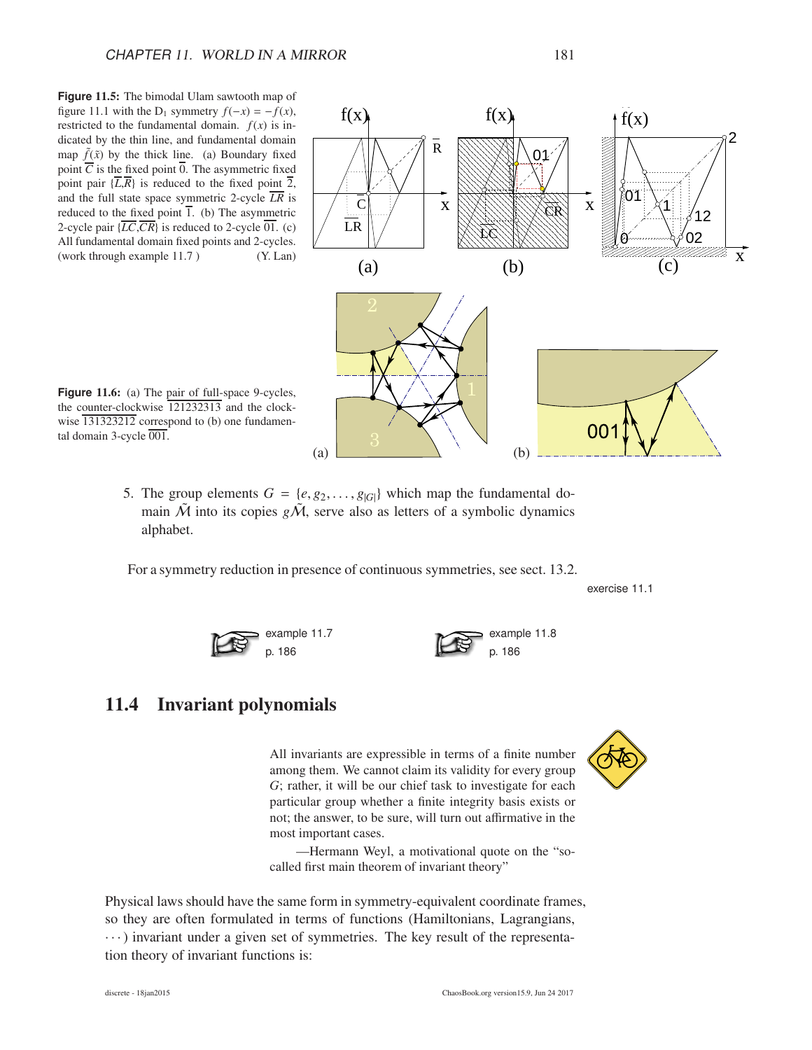**Figure 11.5:** The bimodal Ulam sawtooth map of figure 11.1 with the $D_1$ symmetry $f(-x) = -f(x)$, restricted to the fundamental domain. $f(x)$ is indicated by the thin line, and fundamental domain map $\tilde{f}(\tilde{x})$ by the thick line. (a) Boundary fixed point $\overline{C}$ is the fixed point $\overline{0}$. The asymmetric fixed point pair $\{\overline{L},\overline{R}\}$ is reduced to the fixed point $\overline{2}$, and the full state space symmetric 2-cycle $\overline{LR}$ is reduced to the fixed point $\overline{1}$. (b) The asymmetric 2-cycle pair $\{\overline{LC},\overline{CR}\}$ is reduced to 2-cycle $\overline{01}$. (c) All fundamental domain fixed points and 2-cycles. (work through example 11.7 ) (Y. Lan)

**Figure 11.6:** (a) The pair of full-space 9-cycles, the counter-clockwise $\overline{121232313}$ and the clockwise $\overline{131323212}$ correspond to (b) one fundamental domain 3-cycle $\overline{001}$.

5. The group elements $G = \{e, g_2, \ldots, g_{|G|}\}$ which map the fundamental domain $\tilde{\mathcal{M}}$ into its copies $g\tilde{\mathcal{M}}$, serve also as letters of a symbolic dynamics alphabet.

For a symmetry reduction in presence of continuous symmetries, see sect. 13.2.

exercise 11.1

example 11.7 p. 186

example 11.8 p. 186

## 11.4 Invariant polynomials

> All invariants are expressible in terms of a finite number among them. We cannot claim its validity for every group $G$; rather, it will be our chief task to investigate for each particular group whether a finite integrity basis exists or not; the answer, to be sure, will turn out affirmative in the most important cases.
>
> —Hermann Weyl, a motivational quote on the "so-called first main theorem of invariant theory"

Physical laws should have the same form in symmetry-equivalent coordinate frames, so they are often formulated in terms of functions (Hamiltonians, Lagrangians, $\cdots$) invariant under a given set of symmetries. The key result of the representation theory of invariant functions is: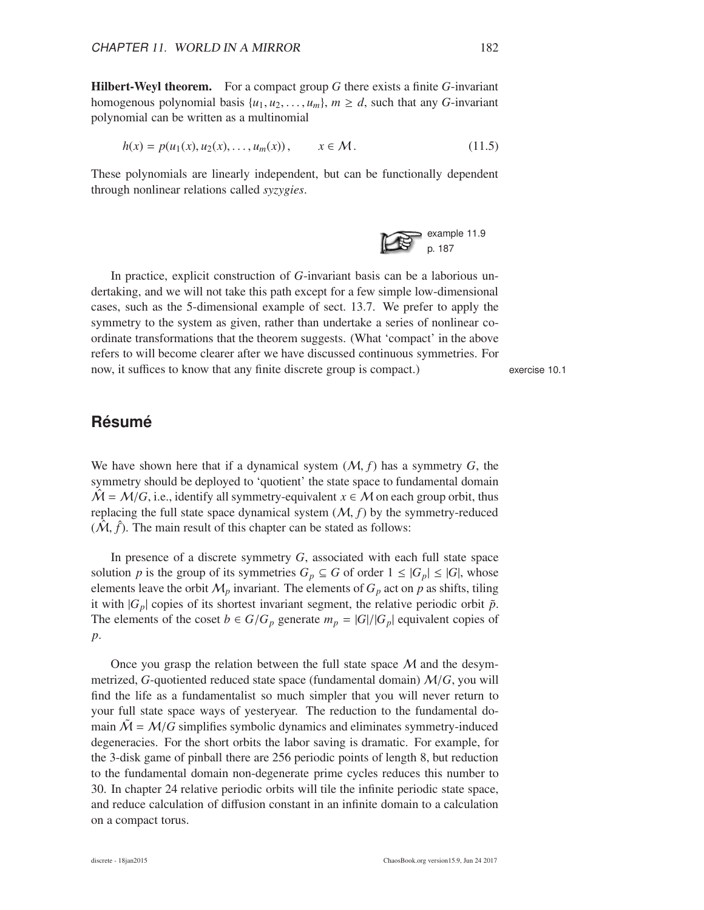**Hilbert-Weyl theorem.** For a compact group $G$ there exists a finite $G$-invariant homogenous polynomial basis $\{u_1, u_2, \ldots, u_m\}$, $m \geq d$, such that any $G$-invariant polynomial can be written as a multinomial

$$h(x) = p(u_1(x), u_2(x), \ldots, u_m(x)), \qquad x \in \mathcal{M}. \tag{11.5}$$

These polynomials are linearly independent, but can be functionally dependent through nonlinear relations called *syzygies*.

example 11.9 p. 187

In practice, explicit construction of $G$-invariant basis can be a laborious undertaking, and we will not take this path except for a few simple low-dimensional cases, such as the 5-dimensional example of sect. 13.7. We prefer to apply the symmetry to the system as given, rather than undertake a series of nonlinear coordinate transformations that the theorem suggests. (What 'compact' in the above refers to will become clearer after we have discussed continuous symmetries. For now, it suffices to know that any finite discrete group is compact.)

exercise 10.1

## Résumé

We have shown here that if a dynamical system $(\mathcal{M}, f)$ has a symmetry $G$, the symmetry should be deployed to 'quotient' the state space to fundamental domain $\hat{\mathcal{M}} = \mathcal{M}/G$, i.e., identify all symmetry-equivalent $x \in \mathcal{M}$ on each group orbit, thus replacing the full state space dynamical system $(\mathcal{M}, f)$ by the symmetry-reduced $(\hat{\mathcal{M}}, \hat{f})$. The main result of this chapter can be stated as follows:

In presence of a discrete symmetry $G$, associated with each full state space solution $p$ is the group of its symmetries $G_p \subseteq G$ of order $1 \leq |G_p| \leq |G|$, whose elements leave the orbit $\mathcal{M}_p$ invariant. The elements of $G_p$ act on $p$ as shifts, tiling it with $|G_p|$ copies of its shortest invariant segment, the relative periodic orbit $\tilde{p}$. The elements of the coset $b \in G/G_p$ generate $m_p = |G|/|G_p|$ equivalent copies of $p$.

Once you grasp the relation between the full state space $\mathcal{M}$ and the desymmetrized, $G$-quotiented reduced state space (fundamental domain) $\mathcal{M}/G$, you will find the life as a fundamentalist so much simpler that you will never return to your full state space ways of yesteryear. The reduction to the fundamental domain $\tilde{\mathcal{M}} = \mathcal{M}/G$ simplifies symbolic dynamics and eliminates symmetry-induced degeneracies. For the short orbits the labor saving is dramatic. For example, for the 3-disk game of pinball there are 256 periodic points of length 8, but reduction to the fundamental domain non-degenerate prime cycles reduces this number to 30. In chapter 24 relative periodic orbits will tile the infinite periodic state space, and reduce calculation of diffusion constant in an infinite domain to a calculation on a compact torus.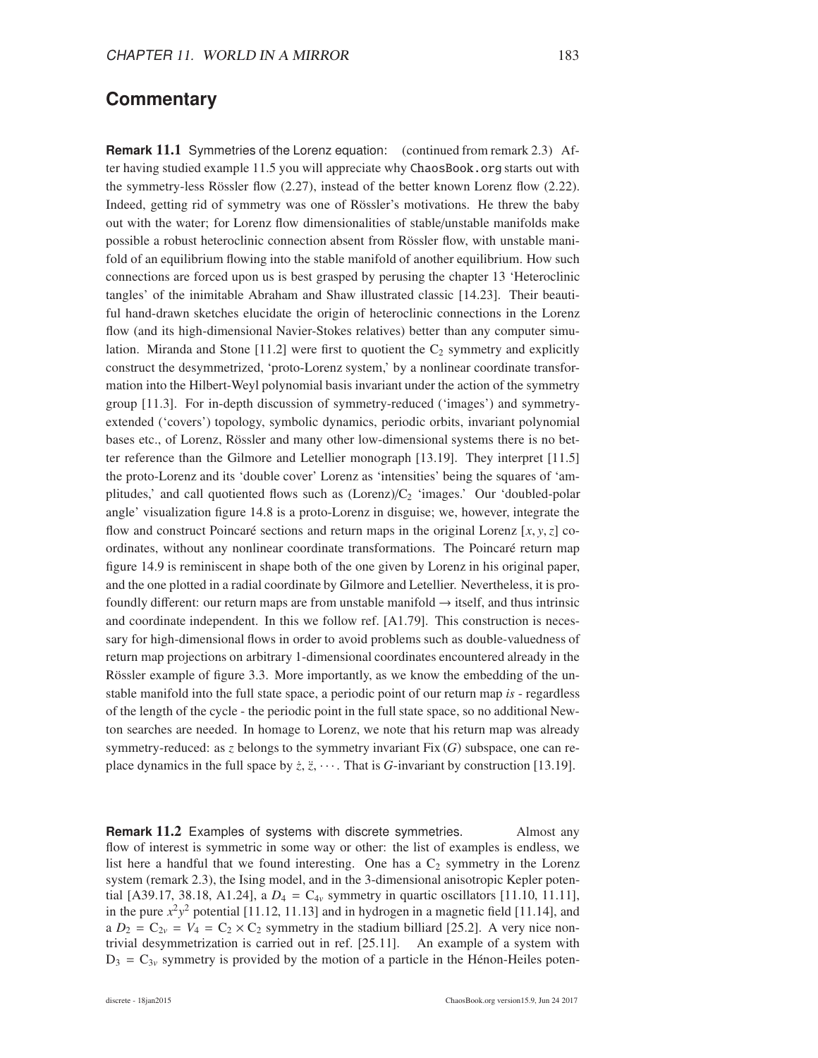## Commentary

**Remark 11.1** Symmetries of the Lorenz equation: (continued from remark 2.3) After having studied example 11.5 you will appreciate why ChaosBook.org starts out with the symmetry-less Rössler flow (2.27), instead of the better known Lorenz flow (2.22). Indeed, getting rid of symmetry was one of Rössler's motivations. He threw the baby out with the water; for Lorenz flow dimensionalities of stable/unstable manifolds make possible a robust heteroclinic connection absent from Rössler flow, with unstable manifold of an equilibrium flowing into the stable manifold of another equilibrium. How such connections are forced upon us is best grasped by perusing the chapter 13 'Heteroclinic tangles' of the inimitable Abraham and Shaw illustrated classic [14.23]. Their beautiful hand-drawn sketches elucidate the origin of heteroclinic connections in the Lorenz flow (and its high-dimensional Navier-Stokes relatives) better than any computer simulation. Miranda and Stone [11.2] were first to quotient the $C_2$ symmetry and explicitly construct the desymmetrized, 'proto-Lorenz system,' by a nonlinear coordinate transformation into the Hilbert-Weyl polynomial basis invariant under the action of the symmetry group [11.3]. For in-depth discussion of symmetry-reduced ('images') and symmetry-extended ('covers') topology, symbolic dynamics, periodic orbits, invariant polynomial bases etc., of Lorenz, Rössler and many other low-dimensional systems there is no better reference than the Gilmore and Letellier monograph [13.19]. They interpret [11.5] the proto-Lorenz and its 'double cover' Lorenz as 'intensities' being the squares of 'amplitudes,' and call quotiented flows such as (Lorenz)/$C_2$ 'images.' Our 'doubled-polar angle' visualization figure 14.8 is a proto-Lorenz in disguise; we, however, integrate the flow and construct Poincaré sections and return maps in the original Lorenz $[x, y, z]$ coordinates, without any nonlinear coordinate transformations. The Poincaré return map figure 14.9 is reminiscent in shape both of the one given by Lorenz in his original paper, and the one plotted in a radial coordinate by Gilmore and Letellier. Nevertheless, it is profoundly different: our return maps are from unstable manifold $\rightarrow$ itself, and thus intrinsic and coordinate independent. In this we follow ref. [A1.79]. This construction is necessary for high-dimensional flows in order to avoid problems such as double-valuedness of return map projections on arbitrary 1-dimensional coordinates encountered already in the Rössler example of figure 3.3. More importantly, as we know the embedding of the unstable manifold into the full state space, a periodic point of our return map *is* - regardless of the length of the cycle - the periodic point in the full state space, so no additional Newton searches are needed. In homage to Lorenz, we note that his return map was already symmetry-reduced: as $z$ belongs to the symmetry invariant $\text{Fix}(G)$ subspace, one can replace dynamics in the full space by $\dot{z}, \ddot{z}, \cdots$. That is $G$-invariant by construction [13.19].

**Remark 11.2** Examples of systems with discrete symmetries. Almost any flow of interest is symmetric in some way or other: the list of examples is endless, we list here a handful that we found interesting. One has a $C_2$ symmetry in the Lorenz system (remark 2.3), the Ising model, and in the 3-dimensional anisotropic Kepler potential [A39.17, 38.18, A1.24], a $D_4 = C_{4v}$ symmetry in quartic oscillators [11.10, 11.11], in the pure $x^2y^2$ potential [11.12, 11.13] and in hydrogen in a magnetic field [11.14], and a $D_2 = C_{2v} = V_4 = C_2 \times C_2$ symmetry in the stadium billiard [25.2]. A very nice nontrivial desymmetrization is carried out in ref. [25.11]. An example of a system with $D_3 = C_{3v}$ symmetry is provided by the motion of a particle in the Hénon-Heiles poten-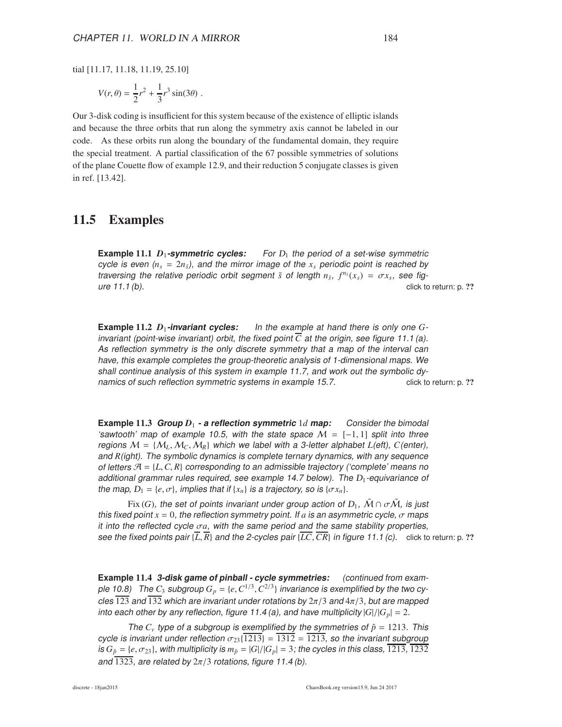tial [11.17, 11.18, 11.19, 25.10]

$$V(r, \theta) = \frac{1}{2}r^2 + \frac{1}{3}r^3 \sin(3\theta) \,.$$

Our 3-disk coding is insufficient for this system because of the existence of elliptic islands and because the three orbits that run along the symmetry axis cannot be labeled in our code. As these orbits run along the boundary of the fundamental domain, they require the special treatment. A partial classification of the 67 possible symmetries of solutions of the plane Couette flow of example 12.9, and their reduction 5 conjugate classes is given in ref. [13.42].

## 11.5 Examples

**Example 11.1 $D_1$-symmetric cycles:** *For $D_1$ the period of a set-wise symmetric cycle is even ($n_s = 2n_{\tilde{s}}$), and the mirror image of the $x_s$ periodic point is reached by traversing the relative periodic orbit segment $\tilde{s}$ of length $n_{\tilde{s}}$, $f^{n_{\tilde{s}}}(x_s) = \sigma x_s$, see figure 11.1 (b).* click to return: p. ??

**Example 11.2 $D_1$-invariant cycles:** *In the example at hand there is only one $G$-invariant (point-wise invariant) orbit, the fixed point $\overline{C}$ at the origin, see figure 11.1 (a). As reflection symmetry is the only discrete symmetry that a map of the interval can have, this example completes the group-theoretic analysis of 1-dimensional maps. We shall continue analysis of this system in example 11.7, and work out the symbolic dynamics of such reflection symmetric systems in example 15.7.* click to return: p. ??

**Example 11.3 Group $D_1$ - a reflection symmetric $1d$ map:** *Consider the bimodal 'sawtooth' map of example 10.5, with the state space $\mathcal{M} = [-1, 1]$ split into three regions $\mathcal{M} = \{\mathcal{M}_L, \mathcal{M}_C, \mathcal{M}_R\}$ which we label with a 3-letter alphabet $L$(eft), $C$(enter), and $R$(ight). The symbolic dynamics is complete ternary dynamics, with any sequence of letters $\mathcal{A} = \{L, C, R\}$ corresponding to an admissible trajectory ('complete' means no additional grammar rules required, see example 14.7 below). The $D_1$-equivariance of the map, $D_1 = \{e, \sigma\}$, implies that if $\{x_n\}$ is a trajectory, so is $\{\sigma x_n\}$.*

*$\text{Fix}\,(G)$, the set of points invariant under group action of $D_1$, $\tilde{\mathcal{M}} \cap \sigma\tilde{\mathcal{M}}$, is just this fixed point $x = 0$, the reflection symmetry point. If $a$ is an asymmetric cycle, $\sigma$ maps it into the reflected cycle $\sigma a$, with the same period and the same stability properties, see the fixed points pair $\{\overline{L}, \overline{R}\}$ and the 2-cycles pair $\{\overline{LC}, \overline{CR}\}$ in figure 11.1 (c).* click to return: p. ??

**Example 11.4 3-disk game of pinball - cycle symmetries:** *(continued from example 10.8) The $C_3$ subgroup $G_p = \{e, C^{1/3}, C^{2/3}\}$ invariance is exemplified by the two cycles $\overline{123}$ and $\overline{132}$ which are invariant under rotations by $2\pi/3$ and $4\pi/3$, but are mapped into each other by any reflection, figure 11.4 (a), and have multiplicity $|G|/|G_p| = 2$.*

*The $C_v$ type of a subgroup is exemplified by the symmetries of $\hat{p} = 1213$. This cycle is invariant under reflection $\sigma_{23}\{\overline{1213}\} = \overline{1312} = \overline{1213}$, so the invariant subgroup is $G_{\hat{p}} = \{e, \sigma_{23}\}$, with multiplicity is $m_{\hat{p}} = |G|/|G_p| = 3$; the cycles in this class, $\overline{1213}$, $\overline{1232}$ and $\overline{1323}$, are related by $2\pi/3$ rotations, figure 11.4 (b).*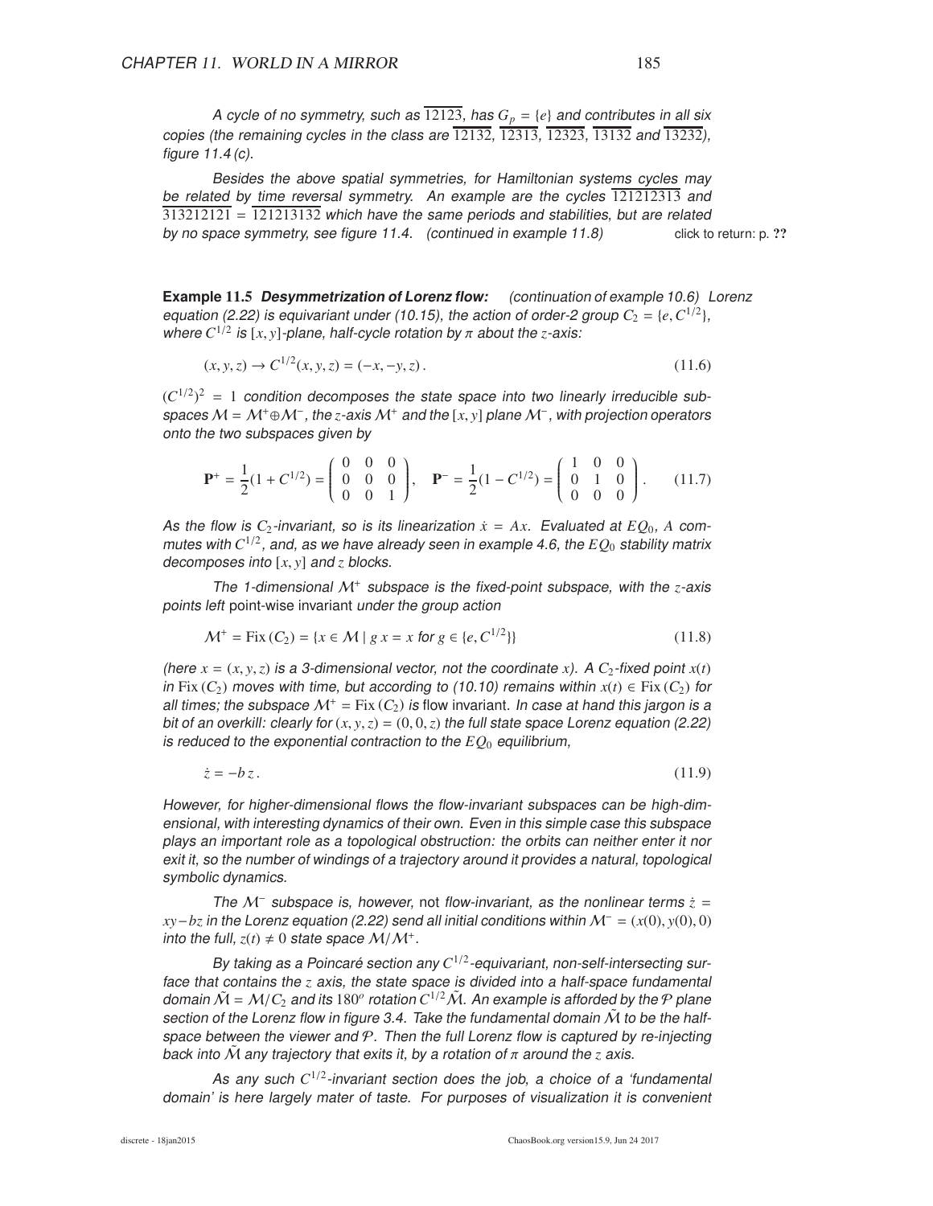*A cycle of no symmetry, such as $\overline{12123}$, has $G_p = \{e\}$ and contributes in all six copies (the remaining cycles in the class are $\overline{12132}$, $\overline{12313}$, $\overline{12323}$, $\overline{13132}$ and $\overline{13232}$), figure 11.4 (c).*

*Besides the above spatial symmetries, for Hamiltonian systems cycles may be related by time reversal symmetry. An example are the cycles $\overline{121212313}$ and $\overline{313212121} = \overline{121213132}$ which have the same periods and stabilities, but are related by no space symmetry, see figure 11.4. (continued in example 11.8)* click to return: p. ??

**Example 11.5** ***Desymmetrization of Lorenz flow:*** *(continuation of example 10.6) Lorenz equation (2.22) is equivariant under (10.15), the action of order-2 group $C_2 = \{e, C^{1/2}\}$, where $C^{1/2}$ is $[x, y]$-plane, half-cycle rotation by $\pi$ about the $z$-axis:*

$$(x, y, z) \to C^{1/2}(x, y, z) = (-x, -y, z) . \tag{11.6}$$

*$(C^{1/2})^2 = 1$ condition decomposes the state space into two linearly irreducible subspaces $\mathcal{M} = \mathcal{M}^+ \oplus \mathcal{M}^-$, the $z$-axis $\mathcal{M}^+$ and the $[x, y]$ plane $\mathcal{M}^-$, with projection operators onto the two subspaces given by*

$$\mathbf{P}^+ = \frac{1}{2}(1 + C^{1/2}) = \begin{pmatrix} 0 & 0 & 0 \\ 0 & 0 & 0 \\ 0 & 0 & 1 \end{pmatrix}, \quad \mathbf{P}^- = \frac{1}{2}(1 - C^{1/2}) = \begin{pmatrix} 1 & 0 & 0 \\ 0 & 1 & 0 \\ 0 & 0 & 0 \end{pmatrix}. \tag{11.7}$$

*As the flow is $C_2$-invariant, so is its linearization $\dot{x} = Ax$. Evaluated at $EQ_0$, $A$ commutes with $C^{1/2}$, and, as we have already seen in example 4.6, the $EQ_0$ stability matrix decomposes into $[x, y]$ and $z$ blocks.*

*The 1-dimensional $\mathcal{M}^+$ subspace is the fixed-point subspace, with the $z$-axis points left* point-wise invariant *under the group action*

$$\mathcal{M}^+ = \text{Fix}\,(C_2) = \{x \in \mathcal{M} \mid g\, x = x \text{ for } g \in \{e, C^{1/2}\}\} \tag{11.8}$$

*(here $x = (x, y, z)$ is a 3-dimensional vector, not the coordinate $x$). A $C_2$-fixed point $x(t)$ in $\text{Fix}\,(C_2)$ moves with time, but according to (10.10) remains within $x(t) \in \text{Fix}\,(C_2)$ for all times; the subspace $\mathcal{M}^+ = \text{Fix}\,(C_2)$ is* flow invariant. *In case at hand this jargon is a bit of an overkill: clearly for $(x, y, z) = (0, 0, z)$ the full state space Lorenz equation (2.22) is reduced to the exponential contraction to the $EQ_0$ equilibrium,*

$$\dot{z} = -b\, z . \tag{11.9}$$

*However, for higher-dimensional flows the flow-invariant subspaces can be high-dimensional, with interesting dynamics of their own. Even in this simple case this subspace plays an important role as a topological obstruction: the orbits can neither enter it nor exit it, so the number of windings of a trajectory around it provides a natural, topological symbolic dynamics.*

*The $\mathcal{M}^-$ subspace is, however,* not *flow-invariant, as the nonlinear terms $\dot{z} = xy - bz$ in the Lorenz equation (2.22) send all initial conditions within $\mathcal{M}^- = (x(0), y(0), 0)$ into the full, $z(t) \neq 0$ state space $\mathcal{M}/\mathcal{M}^+$.*

*By taking as a Poincaré section any $C^{1/2}$-equivariant, non-self-intersecting surface that contains the $z$ axis, the state space is divided into a half-space fundamental domain $\tilde{\mathcal{M}} = \mathcal{M}/C_2$ and its $180^o$ rotation $C^{1/2}\tilde{\mathcal{M}}$. An example is afforded by the $\mathcal{P}$ plane section of the Lorenz flow in figure 3.4. Take the fundamental domain $\tilde{\mathcal{M}}$ to be the half-space between the viewer and $\mathcal{P}$. Then the full Lorenz flow is captured by re-injecting back into $\tilde{\mathcal{M}}$ any trajectory that exits it, by a rotation of $\pi$ around the $z$ axis.*

*As any such $C^{1/2}$-invariant section does the job, a choice of a 'fundamental domain' is here largely mater of taste. For purposes of visualization it is convenient*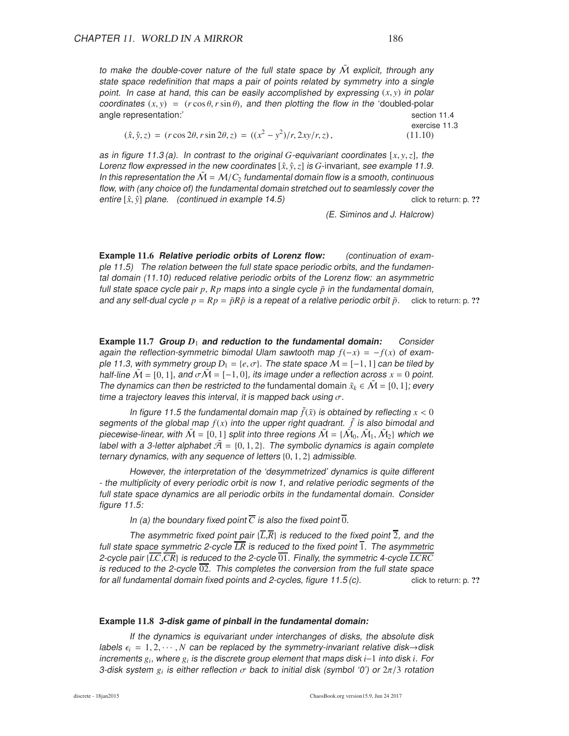*to make the double-cover nature of the full state space by $\tilde{\mathcal{M}}$ explicit, through any state space redefinition that maps a pair of points related by symmetry into a single point. In case at hand, this can be easily accomplished by expressing $(x, y)$ in polar coordinates $(x, y) = (r\cos\theta, r\sin\theta)$, and then plotting the flow in the* 'doubled-polar angle representation:'

section 11.4
exercise 11.3

$$(\hat{x}, \hat{y}, z) = (r\cos 2\theta, r\sin 2\theta, z) = ((x^2 - y^2)/r, 2xy/r, z)\,, \tag{11.10}$$

*as in figure 11.3 (a). In contrast to the original $G$-equivariant coordinates $[x, y, z]$, the Lorenz flow expressed in the new coordinates $[\hat{x}, \hat{y}, z]$ is $G$-*invariant*, see example 11.9. In this representation the $\tilde{\mathcal{M}} = \mathcal{M}/C_2$ fundamental domain flow is a smooth, continuous flow, with (any choice of) the fundamental domain stretched out to seamlessly cover the entire $[\hat{x}, \hat{y}]$ plane. (continued in example 14.5)* click to return: p. ??

*(E. Siminos and J. Halcrow)*

**Example 11.6** ***Relative periodic orbits of Lorenz flow:*** *(continuation of example 11.5) The relation between the full state space periodic orbits, and the fundamental domain (11.10) reduced relative periodic orbits of the Lorenz flow: an asymmetric full state space cycle pair $p$, $Rp$ maps into a single cycle $\tilde{p}$ in the fundamental domain, and any self-dual cycle $p = Rp = \tilde{p}R\tilde{p}$ is a repeat of a relative periodic orbit $\tilde{p}$.* click to return: p. ??

**Example 11.7** ***Group $D_1$ and reduction to the fundamental domain:*** *Consider again the reflection-symmetric bimodal Ulam sawtooth map $f(-x) = -f(x)$ of example 11.3, with symmetry group $D_1 = \{e, \sigma\}$. The state space $\mathcal{M} = [-1, 1]$ can be tiled by half-line $\tilde{\mathcal{M}} = [0, 1]$, and $\sigma\tilde{\mathcal{M}} = [-1, 0]$, its image under a reflection across $x = 0$ point. The dynamics can then be restricted to the* fundamental domain *$\tilde{x}_k \in \tilde{\mathcal{M}} = [0, 1]$; every time a trajectory leaves this interval, it is mapped back using $\sigma$.*

*In figure 11.5 the fundamental domain map $\tilde{f}(\tilde{x})$ is obtained by reflecting $x < 0$ segments of the global map $f(x)$ into the upper right quadrant. $\tilde{f}$ is also bimodal and piecewise-linear, with $\tilde{\mathcal{M}} = [0, 1]$ split into three regions $\tilde{\mathcal{M}} = \{\tilde{\mathcal{M}}_0, \tilde{\mathcal{M}}_1, \tilde{\mathcal{M}}_2\}$ which we label with a 3-letter alphabet $\tilde{\mathcal{A}} = \{0, 1, 2\}$. The symbolic dynamics is again complete ternary dynamics, with any sequence of letters $\{0, 1, 2\}$ admissible.*

*However, the interpretation of the 'desymmetrized' dynamics is quite different - the multiplicity of every periodic orbit is now 1, and relative periodic segments of the full state space dynamics are all periodic orbits in the fundamental domain. Consider figure 11.5:*

*In (a) the boundary fixed point $\overline{C}$ is also the fixed point $\overline{0}$.*

*The asymmetric fixed point pair $\{\overline{L},\overline{R}\}$ is reduced to the fixed point $\overline{2}$, and the full state space symmetric 2-cycle $\overline{LR}$ is reduced to the fixed point $\overline{1}$. The asymmetric 2-cycle pair $\{\overline{LC},\overline{CR}\}$ is reduced to the 2-cycle $\overline{01}$. Finally, the symmetric 4-cycle $\overline{LCRC}$ is reduced to the 2-cycle $\overline{02}$. This completes the conversion from the full state space for all fundamental domain fixed points and 2-cycles, figure 11.5 (c).* click to return: p. ??

**Example 11.8** ***3-disk game of pinball in the fundamental domain:***

*If the dynamics is equivariant under interchanges of disks, the absolute disk labels $\epsilon_i = 1, 2, \cdots, N$ can be replaced by the symmetry-invariant relative disk→disk increments $g_i$, where $g_i$ is the discrete group element that maps disk $i$–1 into disk $i$. For 3-disk system $g_i$ is either reflection $\sigma$ back to initial disk (symbol '0') or $2\pi/3$ rotation*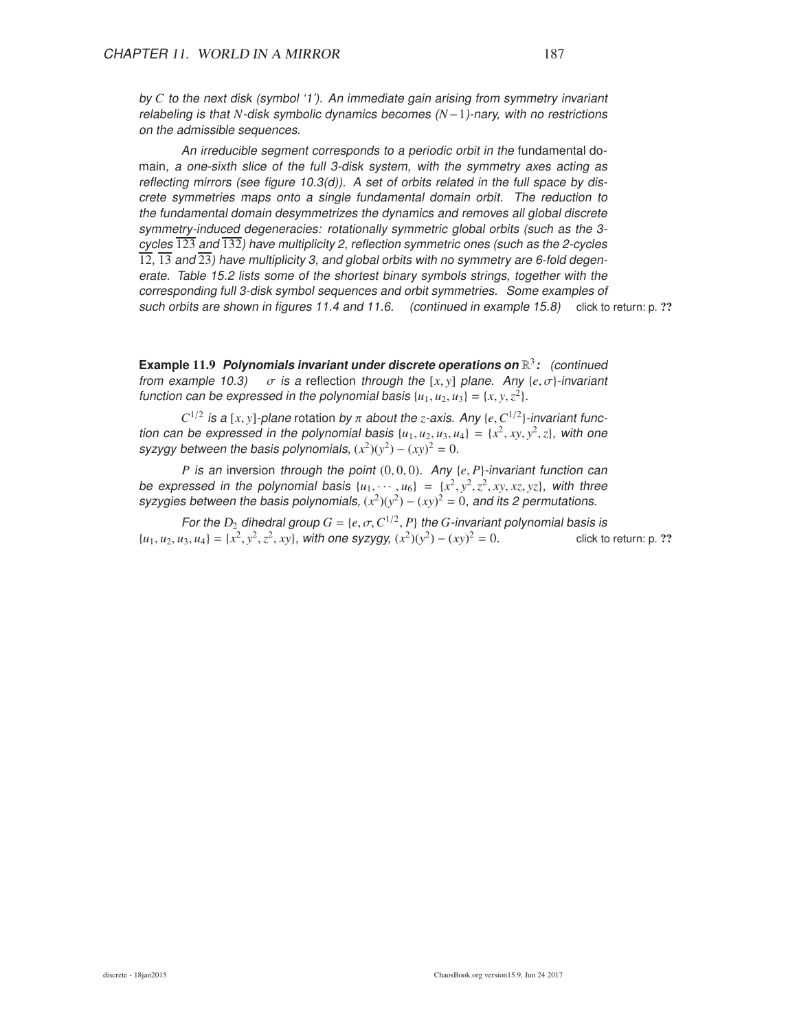*by $C$ to the next disk (symbol '1'). An immediate gain arising from symmetry invariant relabeling is that $N$-disk symbolic dynamics becomes $(N-1)$-nary, with no restrictions on the admissible sequences.*

*An irreducible segment corresponds to a periodic orbit in the* fundamental domain*, a one-sixth slice of the full 3-disk system, with the symmetry axes acting as reflecting mirrors (see figure 10.3(d)). A set of orbits related in the full space by discrete symmetries maps onto a single fundamental domain orbit. The reduction to the fundamental domain desymmetrizes the dynamics and removes all global discrete symmetry-induced degeneracies: rotationally symmetric global orbits (such as the 3-cycles $\overline{123}$ and $\overline{132}$) have multiplicity 2, reflection symmetric ones (such as the 2-cycles $\overline{12}$, $\overline{13}$ and $\overline{23}$) have multiplicity 3, and global orbits with no symmetry are 6-fold degenerate. Table 15.2 lists some of the shortest binary symbols strings, together with the corresponding full 3-disk symbol sequences and orbit symmetries. Some examples of such orbits are shown in figures 11.4 and 11.6. (continued in example 15.8)* click to return: p. ??

**Example 11.9** ***Polynomials invariant under discrete operations on $\mathbb{R}^3$:*** *(continued from example 10.3)* *$\sigma$ is a* reflection *through the $[x, y]$ plane. Any $\{e, \sigma\}$-invariant function can be expressed in the polynomial basis $\{u_1, u_2, u_3\} = \{x, y, z^2\}$.*

*$C^{1/2}$ is a $[x, y]$-plane* rotation *by $\pi$ about the $z$-axis. Any $\{e, C^{1/2}\}$-invariant function can be expressed in the polynomial basis $\{u_1, u_2, u_3, u_4\} = \{x^2, xy, y^2, z\}$, with one syzygy between the basis polynomials, $(x^2)(y^2) - (xy)^2 = 0$.*

*$P$ is an* inversion *through the point $(0, 0, 0)$. Any $\{e, P\}$-invariant function can be expressed in the polynomial basis $\{u_1, \cdots, u_6\} = \{x^2, y^2, z^2, xy, xz, yz\}$, with three syzygies between the basis polynomials, $(x^2)(y^2) - (xy)^2 = 0$, and its 2 permutations.*

*For the $D_2$ dihedral group $G = \{e, \sigma, C^{1/2}, P\}$ the $G$-invariant polynomial basis is $\{u_1, u_2, u_3, u_4\} = \{x^2, y^2, z^2, xy\}$, with one syzygy, $(x^2)(y^2) - (xy)^2 = 0$.* click to return: p. ??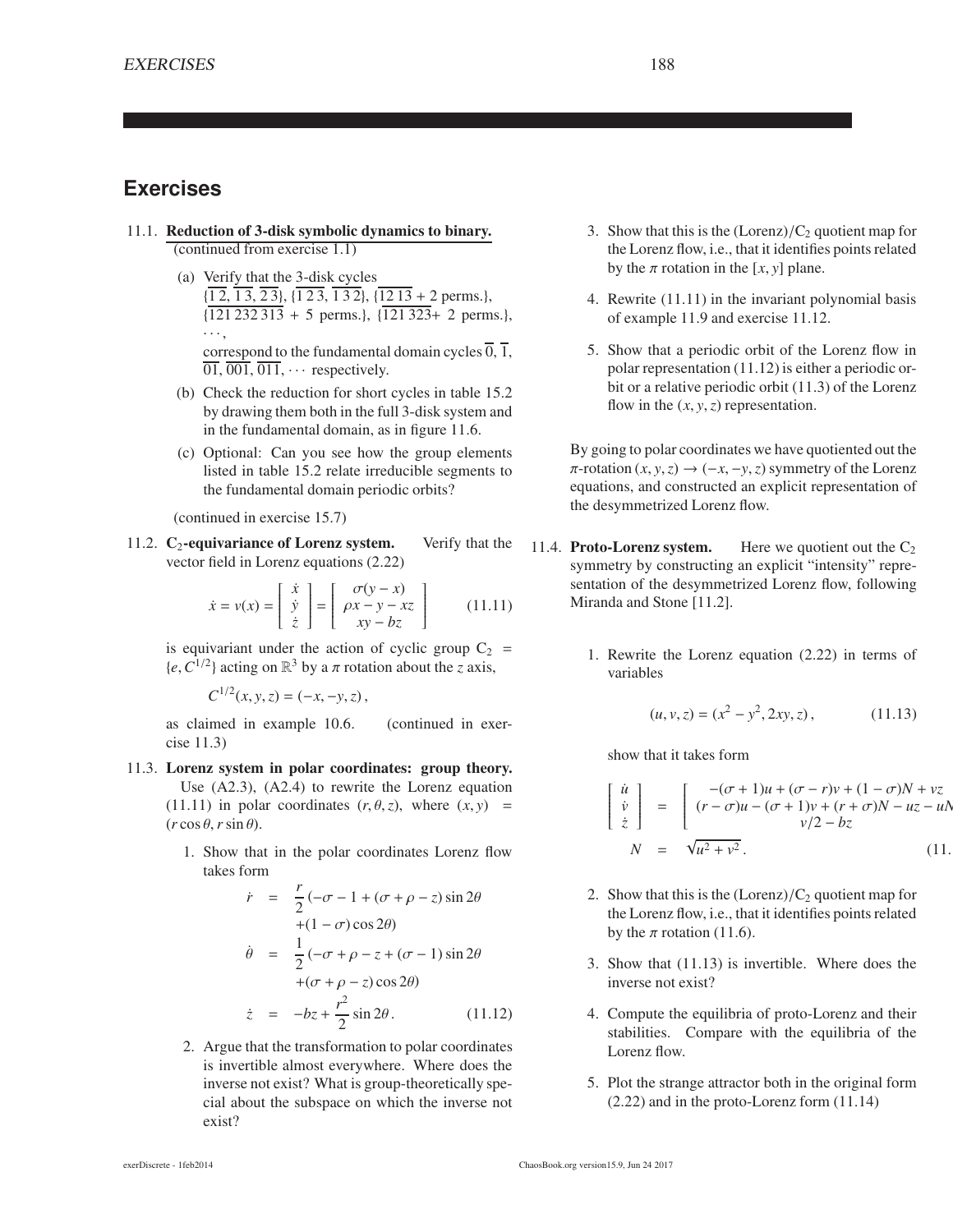# Exercises

11.1. **Reduction of 3-disk symbolic dynamics to binary.** (continued from exercise 1.1)

(a) Verify that the 3-disk cycles $\{\overline{1\,2}, \overline{1\,3}, \overline{2\,3}\}$, $\{\overline{1\,2\,3}, \overline{1\,3\,2}\}$, $\{\overline{12\,13} + 2 \text{ perms.}\}$, $\{\overline{121\,232\,313} + 5 \text{ perms.}\}$, $\{\overline{121\,323}+ 2 \text{ perms.}\}$, $\cdots$, correspond to the fundamental domain cycles $\overline{0}$, $\overline{1}$, $\overline{01}$, $\overline{001}$, $\overline{011}$, $\cdots$ respectively.

(b) Check the reduction for short cycles in table 15.2 by drawing them both in the full 3-disk system and in the fundamental domain, as in figure 11.6.

(c) Optional: Can you see how the group elements listed in table 15.2 relate irreducible segments to the fundamental domain periodic orbits?

(continued in exercise 15.7)

11.2. **$C_2$-equivariance of Lorenz system.** Verify that the vector field in Lorenz equations (2.22)

$$\dot{x} = v(x) = \begin{bmatrix} \dot{x} \\ \dot{y} \\ \dot{z} \end{bmatrix} = \begin{bmatrix} \sigma(y-x) \\ \rho x - y - xz \\ xy - bz \end{bmatrix} \qquad (11.11)$$

is equivariant under the action of cyclic group $C_2 = \{e, C^{1/2}\}$ acting on $\mathbb{R}^3$ by a $\pi$ rotation about the $z$ axis,

$$C^{1/2}(x, y, z) = (-x, -y, z)\,,$$

as claimed in example 10.6. (continued in exercise 11.3)

11.3. **Lorenz system in polar coordinates: group theory.** Use (A2.3), (A2.4) to rewrite the Lorenz equation (11.11) in polar coordinates $(r, \theta, z)$, where $(x, y) = (r\cos\theta, r\sin\theta)$.

1. Show that in the polar coordinates Lorenz flow takes form

$$\begin{aligned}
\dot{r} &= \frac{r}{2}(-\sigma - 1 + (\sigma + \rho - z)\sin 2\theta \\
&\quad +(1-\sigma)\cos 2\theta) \\
\dot{\theta} &= \frac{1}{2}(-\sigma + \rho - z + (\sigma - 1)\sin 2\theta \\
&\quad +(\sigma + \rho - z)\cos 2\theta) \\
\dot{z} &= -bz + \frac{r^2}{2}\sin 2\theta\,. \qquad (11.12)
\end{aligned}$$

2. Argue that the transformation to polar coordinates is invertible almost everywhere. Where does the inverse not exist? What is group-theoretically special about the subspace on which the inverse not exist?

3. Show that this is the (Lorenz)/$C_2$ quotient map for the Lorenz flow, i.e., that it identifies points related by the $\pi$ rotation in the $[x, y]$ plane.

4. Rewrite (11.11) in the invariant polynomial basis of example 11.9 and exercise 11.12.

5. Show that a periodic orbit of the Lorenz flow in polar representation (11.12) is either a periodic orbit or a relative periodic orbit (11.3) of the Lorenz flow in the $(x, y, z)$ representation.

By going to polar coordinates we have quotiented out the $\pi$-rotation $(x, y, z) \to (-x, -y, z)$ symmetry of the Lorenz equations, and constructed an explicit representation of the desymmetrized Lorenz flow.

11.4. **Proto-Lorenz system.** Here we quotient out the $C_2$ symmetry by constructing an explicit "intensity" representation of the desymmetrized Lorenz flow, following Miranda and Stone [11.2].

1. Rewrite the Lorenz equation (2.22) in terms of variables

$$(u, v, z) = (x^2 - y^2, 2xy, z)\,, \qquad (11.13)$$

show that it takes form

$$\begin{aligned}
\begin{bmatrix} \dot{u} \\ \dot{v} \\ \dot{z} \end{bmatrix} &= \begin{bmatrix} -(\sigma+1)u + (\sigma - r)v + (1-\sigma)N + vz \\ (r-\sigma)u - (\sigma+1)v + (r+\sigma)N - uz - uN \\ v/2 - bz \end{bmatrix} \\
N &= \sqrt{u^2 + v^2}\,. \qquad (11.14)
\end{aligned}$$

2. Show that this is the (Lorenz)/$C_2$ quotient map for the Lorenz flow, i.e., that it identifies points related by the $\pi$ rotation (11.6).

3. Show that (11.13) is invertible. Where does the inverse not exist?

4. Compute the equilibria of proto-Lorenz and their stabilities. Compare with the equilibria of the Lorenz flow.

5. Plot the strange attractor both in the original form (2.22) and in the proto-Lorenz form (11.14)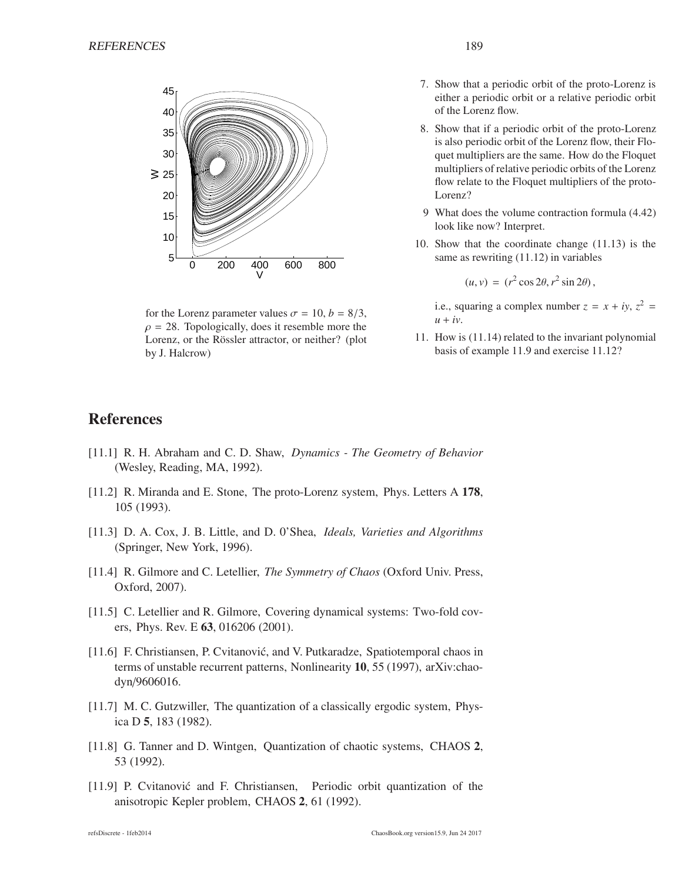for the Lorenz parameter values $\sigma = 10$, $b = 8/3$, $\rho = 28$. Topologically, does it resemble more the Lorenz, or the Rössler attractor, or neither? (plot by J. Halcrow)

7. Show that a periodic orbit of the proto-Lorenz is either a periodic orbit or a relative periodic orbit of the Lorenz flow.

8. Show that if a periodic orbit of the proto-Lorenz is also periodic orbit of the Lorenz flow, their Floquet multipliers are the same. How do the Floquet multipliers of relative periodic orbits of the Lorenz flow relate to the Floquet multipliers of the proto-Lorenz?

9 What does the volume contraction formula (4.42) look like now? Interpret.

10. Show that the coordinate change (11.13) is the same as rewriting (11.12) in variables

$$(u, v) = (r^2 \cos 2\theta, r^2 \sin 2\theta) ,$$

i.e., squaring a complex number $z = x + iy$, $z^2 = u + iv$.

11. How is (11.14) related to the invariant polynomial basis of example 11.9 and exercise 11.12?

## References

[11.1] R. H. Abraham and C. D. Shaw, *Dynamics - The Geometry of Behavior* (Wesley, Reading, MA, 1992).

[11.2] R. Miranda and E. Stone, The proto-Lorenz system, Phys. Letters A **178**, 105 (1993).

[11.3] D. A. Cox, J. B. Little, and D. 0'Shea, *Ideals, Varieties and Algorithms* (Springer, New York, 1996).

[11.4] R. Gilmore and C. Letellier, *The Symmetry of Chaos* (Oxford Univ. Press, Oxford, 2007).

[11.5] C. Letellier and R. Gilmore, Covering dynamical systems: Two-fold covers, Phys. Rev. E **63**, 016206 (2001).

[11.6] F. Christiansen, P. Cvitanović, and V. Putkaradze, Spatiotemporal chaos in terms of unstable recurrent patterns, Nonlinearity **10**, 55 (1997), arXiv:chao-dyn/9606016.

[11.7] M. C. Gutzwiller, The quantization of a classically ergodic system, Physica D **5**, 183 (1982).

[11.8] G. Tanner and D. Wintgen, Quantization of chaotic systems, CHAOS **2**, 53 (1992).

[11.9] P. Cvitanović and F. Christiansen, Periodic orbit quantization of the anisotropic Kepler problem, CHAOS **2**, 61 (1992).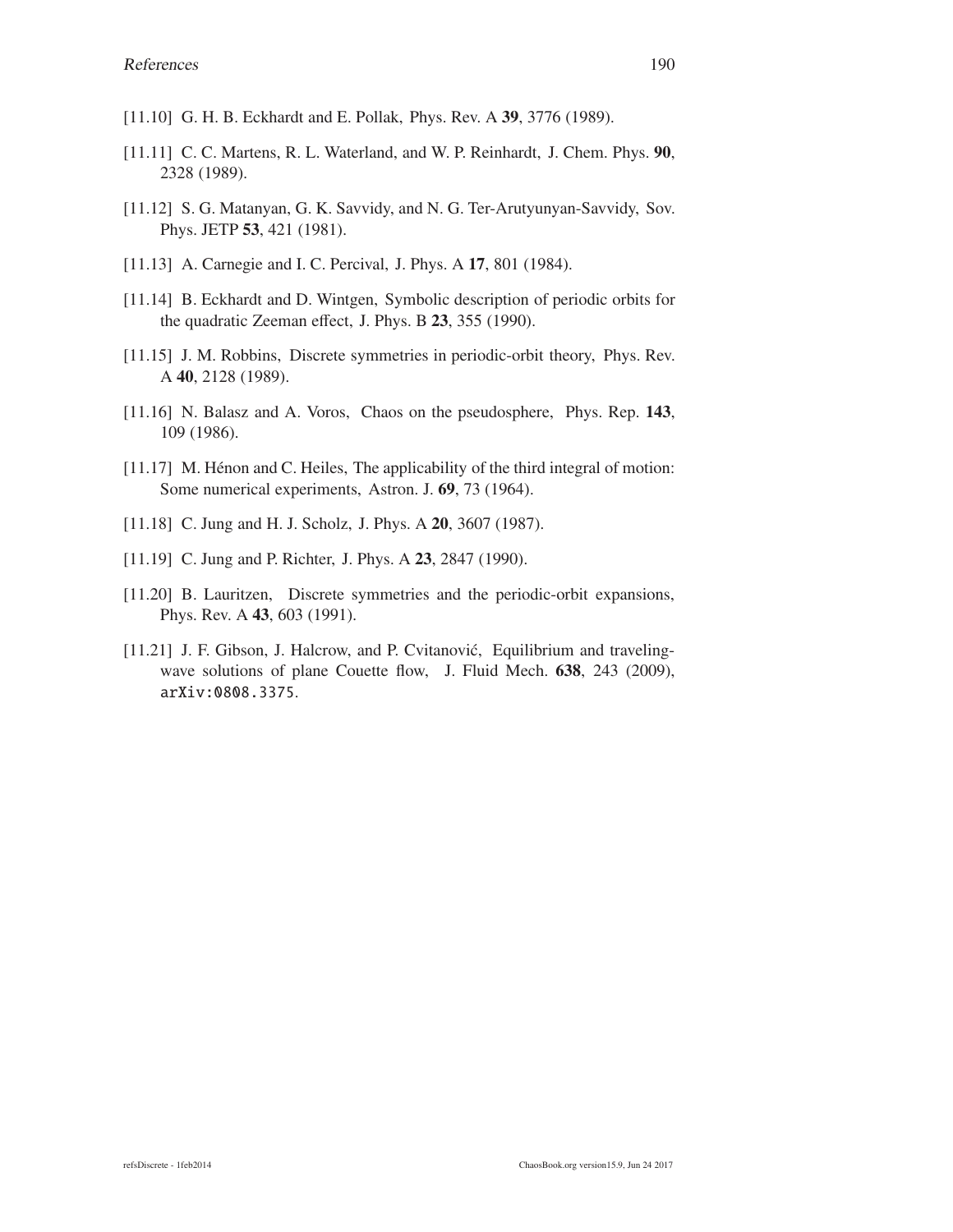[11.10] G. H. B. Eckhardt and E. Pollak, Phys. Rev. A **39**, 3776 (1989).

[11.11] C. C. Martens, R. L. Waterland, and W. P. Reinhardt, J. Chem. Phys. **90**, 2328 (1989).

[11.12] S. G. Matanyan, G. K. Savvidy, and N. G. Ter-Arutyunyan-Savvidy, Sov. Phys. JETP **53**, 421 (1981).

[11.13] A. Carnegie and I. C. Percival, J. Phys. A **17**, 801 (1984).

[11.14] B. Eckhardt and D. Wintgen, Symbolic description of periodic orbits for the quadratic Zeeman effect, J. Phys. B **23**, 355 (1990).

[11.15] J. M. Robbins, Discrete symmetries in periodic-orbit theory, Phys. Rev. A **40**, 2128 (1989).

[11.16] N. Balasz and A. Voros, Chaos on the pseudosphere, Phys. Rep. **143**, 109 (1986).

[11.17] M. Hénon and C. Heiles, The applicability of the third integral of motion: Some numerical experiments, Astron. J. **69**, 73 (1964).

[11.18] C. Jung and H. J. Scholz, J. Phys. A **20**, 3607 (1987).

[11.19] C. Jung and P. Richter, J. Phys. A **23**, 2847 (1990).

[11.20] B. Lauritzen, Discrete symmetries and the periodic-orbit expansions, Phys. Rev. A **43**, 603 (1991).

[11.21] J. F. Gibson, J. Halcrow, and P. Cvitanović, Equilibrium and traveling-wave solutions of plane Couette flow, J. Fluid Mech. **638**, 243 (2009), arXiv:0808.3375.